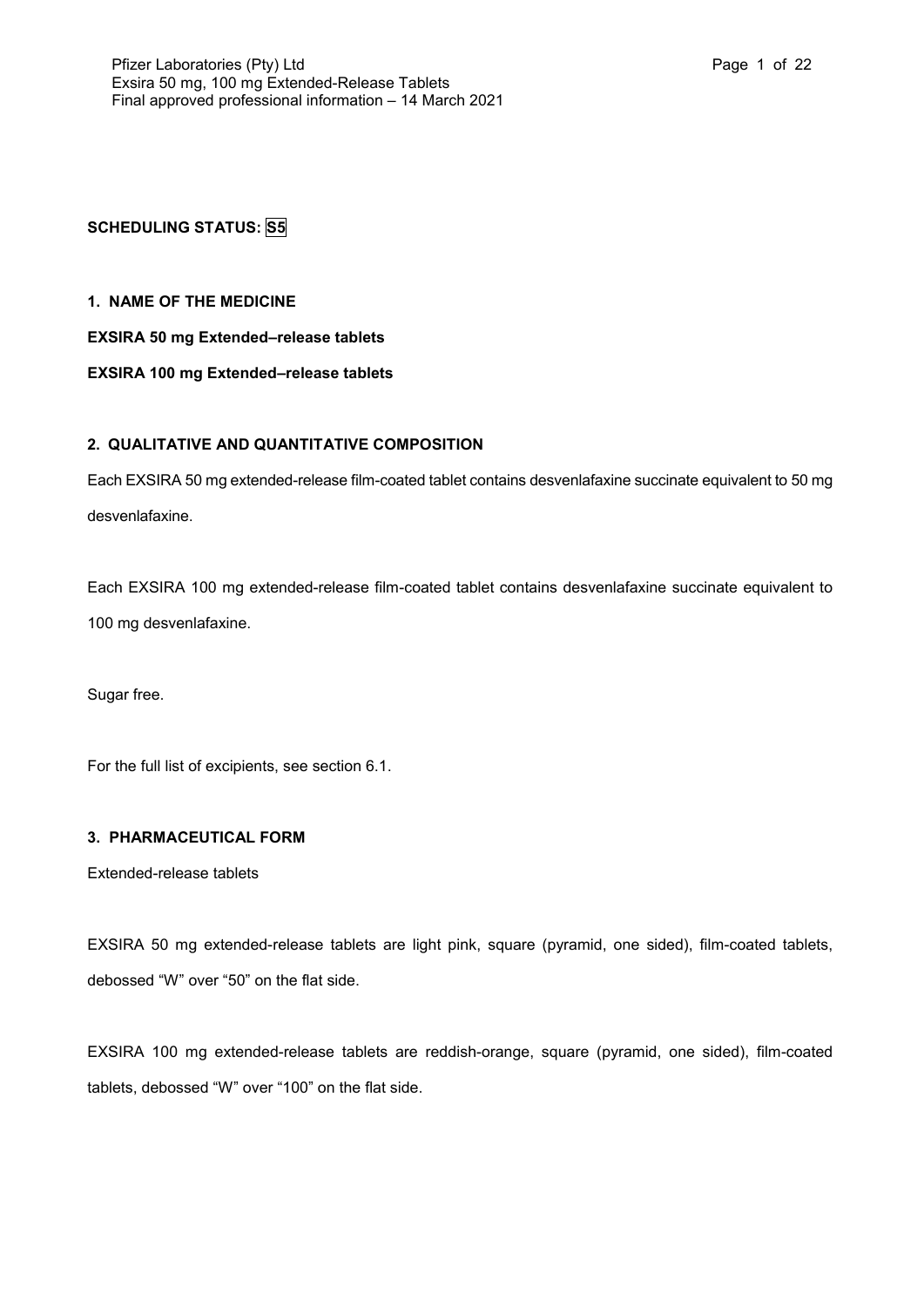**SCHEDULING STATUS: S5**

## 1. NAME OF THE MEDICINE

**EXSIRA 50 mg Extended–release tablets**

**EXSIRA 100 mg Extended–release tablets**

## 2. QUALITATIVE AND QUANTITATIVE COMPOSITION

Each EXSIRA 50 mg extended-release film-coated tablet contains desvenlafaxine succinate equivalent to 50 mg desvenlafaxine.

Each EXSIRA 100 mg extended-release film-coated tablet contains desvenlafaxine succinate equivalent to 100 mg desvenlafaxine.

Sugar free.

For the full list of excipients, see section 6.1.

## 3. PHARMACEUTICAL FORM

Extended-release tablets

EXSIRA 50 mg extended-release tablets are light pink, square (pyramid, one sided), film-coated tablets, debossed "W" over "50" on the flat side.

EXSIRA 100 mg extended-release tablets are reddish-orange, square (pyramid, one sided), film-coated tablets, debossed "W" over "100" on the flat side.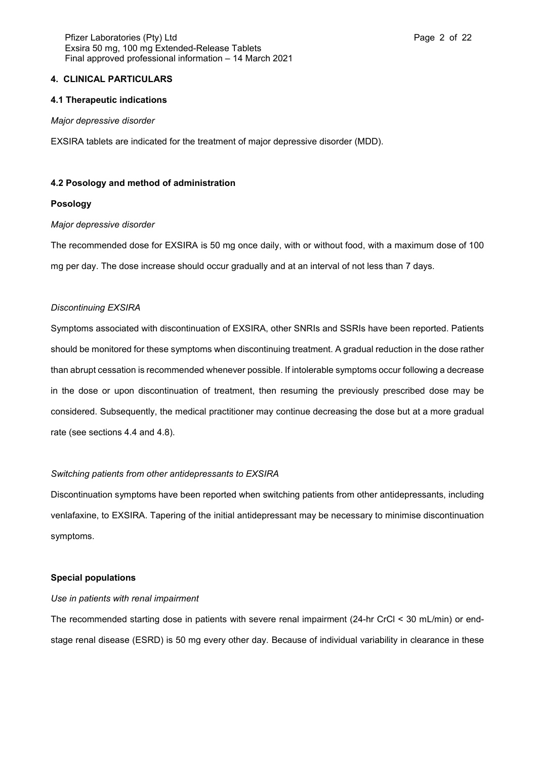## 4. CLINICAL PARTICULARS

### 4.1 Therapeutic indications

*Major depressive disorder*

EXSIRA tablets are indicated for the treatment of major depressive disorder (MDD).

### 4.2 Posology and method of administration

**Posology**

*Major depressive disorder*

The recommended dose for EXSIRA is 50 mg once daily, with or without food, with a maximum dose of 100 mg per day. The dose increase should occur gradually and at an interval of not less than 7 days.

*Discontinuing EXSIRA*

Symptoms associated with discontinuation of EXSIRA, other SNRIs and SSRIs have been reported. Patients should be monitored for these symptoms when discontinuing treatment. A gradual reduction in the dose rather than abrupt cessation is recommended whenever possible. If intolerable symptoms occur following a decrease in the dose or upon discontinuation of treatment, then resuming the previously prescribed dose may be considered. Subsequently, the medical practitioner may continue decreasing the dose but at a more gradual rate (see sections 4.4 and 4.8).

*Switching patients from other antidepressants to EXSIRA*

Discontinuation symptoms have been reported when switching patients from other antidepressants, including venlafaxine, to EXSIRA. Tapering of the initial antidepressant may be necessary to minimise discontinuation symptoms.

**Special populations**

*Use in patients with renal impairment*

The recommended starting dose in patients with severe renal impairment (24-hr CrCl < 30 mL/min) or end-stage renal disease (ESRD) is 50 mg every other day. Because of individual variability in clearance in these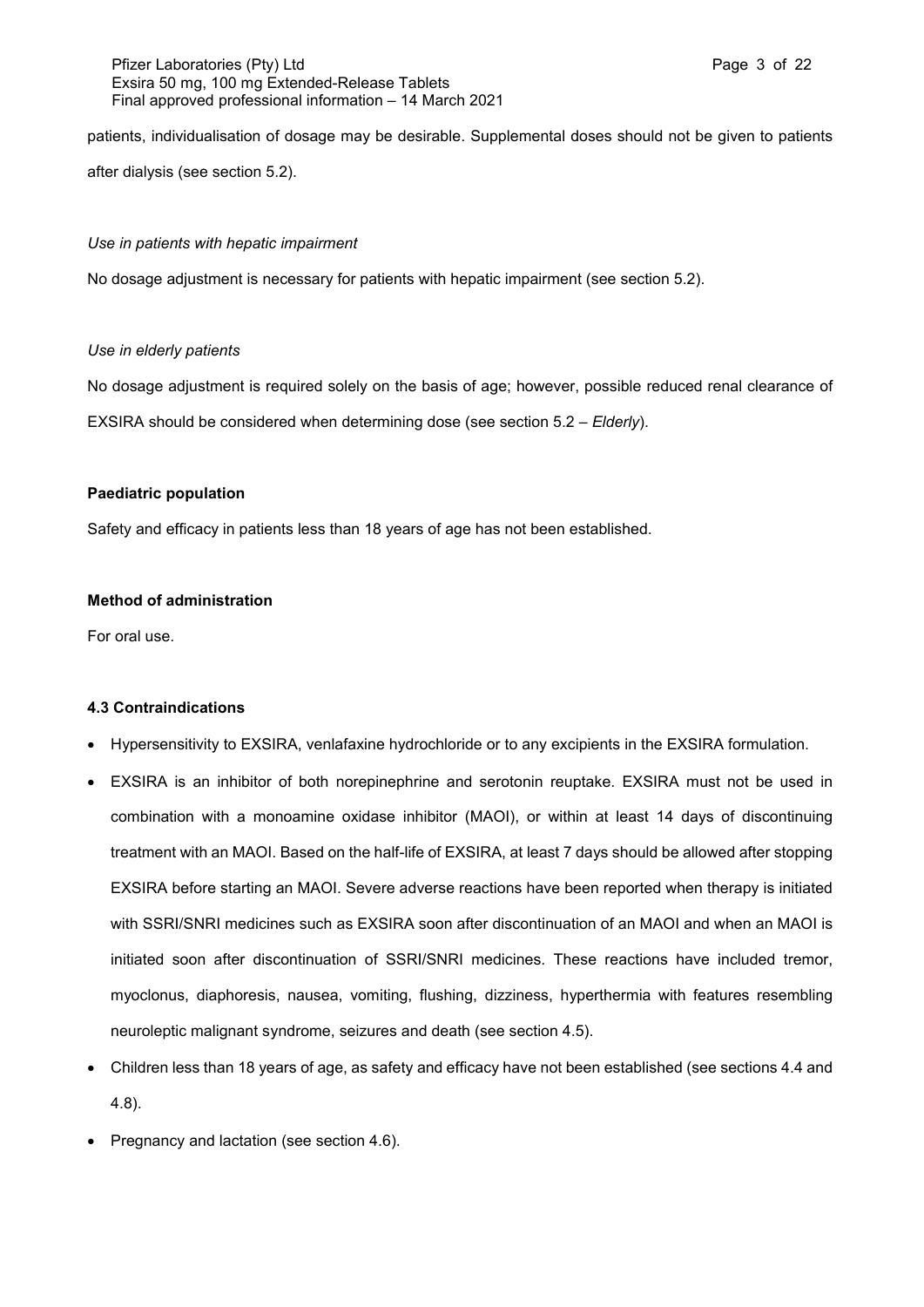patients, individualisation of dosage may be desirable. Supplemental doses should not be given to patients after dialysis (see section 5.2).

*Use in patients with hepatic impairment*

No dosage adjustment is necessary for patients with hepatic impairment (see section 5.2).

*Use in elderly patients*

No dosage adjustment is required solely on the basis of age; however, possible reduced renal clearance of EXSIRA should be considered when determining dose (see section 5.2 – *Elderly*).

**Paediatric population**

Safety and efficacy in patients less than 18 years of age has not been established.

**Method of administration**

For oral use.

**4.3 Contraindications**

- Hypersensitivity to EXSIRA, venlafaxine hydrochloride or to any excipients in the EXSIRA formulation.
- EXSIRA is an inhibitor of both norepinephrine and serotonin reuptake. EXSIRA must not be used in combination with a monoamine oxidase inhibitor (MAOI), or within at least 14 days of discontinuing treatment with an MAOI. Based on the half-life of EXSIRA, at least 7 days should be allowed after stopping EXSIRA before starting an MAOI. Severe adverse reactions have been reported when therapy is initiated with SSRI/SNRI medicines such as EXSIRA soon after discontinuation of an MAOI and when an MAOI is initiated soon after discontinuation of SSRI/SNRI medicines. These reactions have included tremor, myoclonus, diaphoresis, nausea, vomiting, flushing, dizziness, hyperthermia with features resembling neuroleptic malignant syndrome, seizures and death (see section 4.5).
- Children less than 18 years of age, as safety and efficacy have not been established (see sections 4.4 and 4.8).
- Pregnancy and lactation (see section 4.6).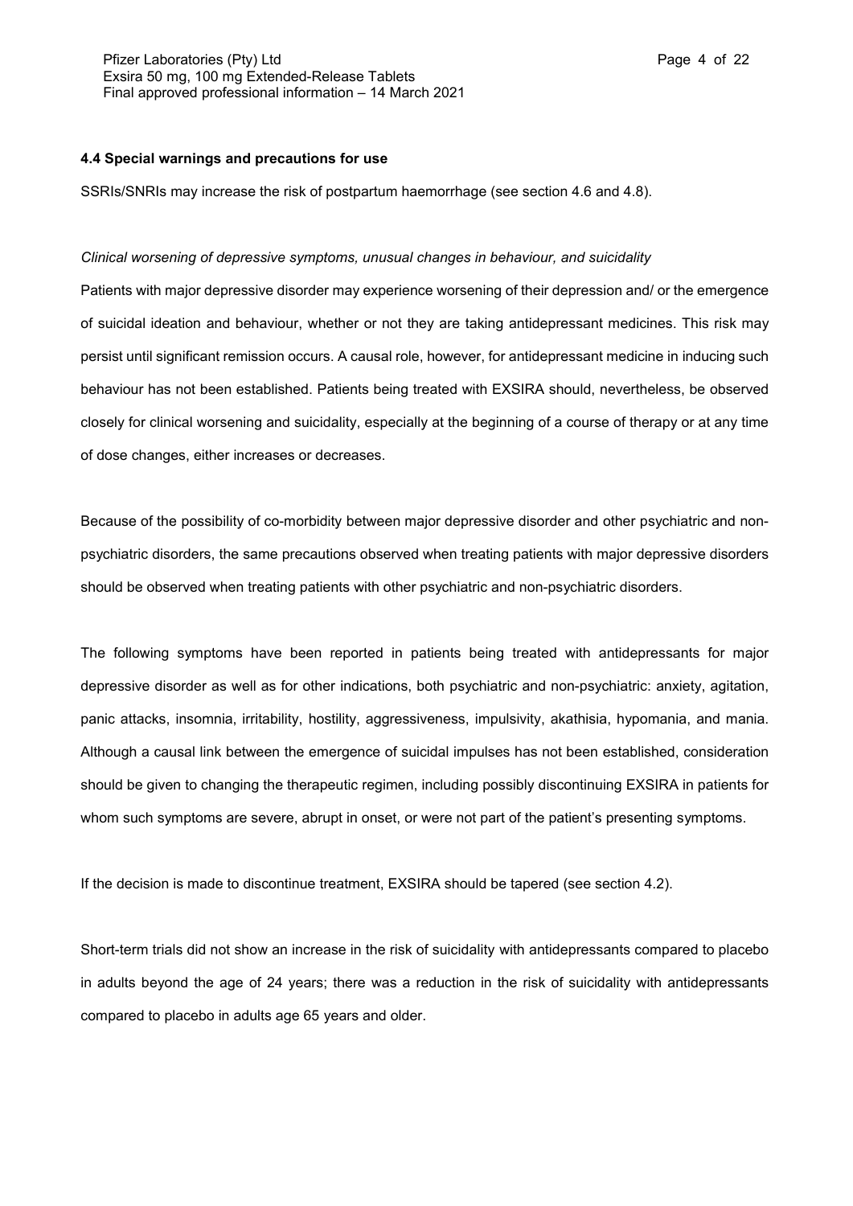### 4.4 Special warnings and precautions for use

SSRIs/SNRIs may increase the risk of postpartum haemorrhage (see section 4.6 and 4.8).

*Clinical worsening of depressive symptoms, unusual changes in behaviour, and suicidality*

Patients with major depressive disorder may experience worsening of their depression and/ or the emergence of suicidal ideation and behaviour, whether or not they are taking antidepressant medicines. This risk may persist until significant remission occurs. A causal role, however, for antidepressant medicine in inducing such behaviour has not been established. Patients being treated with EXSIRA should, nevertheless, be observed closely for clinical worsening and suicidality, especially at the beginning of a course of therapy or at any time of dose changes, either increases or decreases.

Because of the possibility of co-morbidity between major depressive disorder and other psychiatric and non-psychiatric disorders, the same precautions observed when treating patients with major depressive disorders should be observed when treating patients with other psychiatric and non-psychiatric disorders.

The following symptoms have been reported in patients being treated with antidepressants for major depressive disorder as well as for other indications, both psychiatric and non-psychiatric: anxiety, agitation, panic attacks, insomnia, irritability, hostility, aggressiveness, impulsivity, akathisia, hypomania, and mania. Although a causal link between the emergence of suicidal impulses has not been established, consideration should be given to changing the therapeutic regimen, including possibly discontinuing EXSIRA in patients for whom such symptoms are severe, abrupt in onset, or were not part of the patient's presenting symptoms.

If the decision is made to discontinue treatment, EXSIRA should be tapered (see section 4.2).

Short-term trials did not show an increase in the risk of suicidality with antidepressants compared to placebo in adults beyond the age of 24 years; there was a reduction in the risk of suicidality with antidepressants compared to placebo in adults age 65 years and older.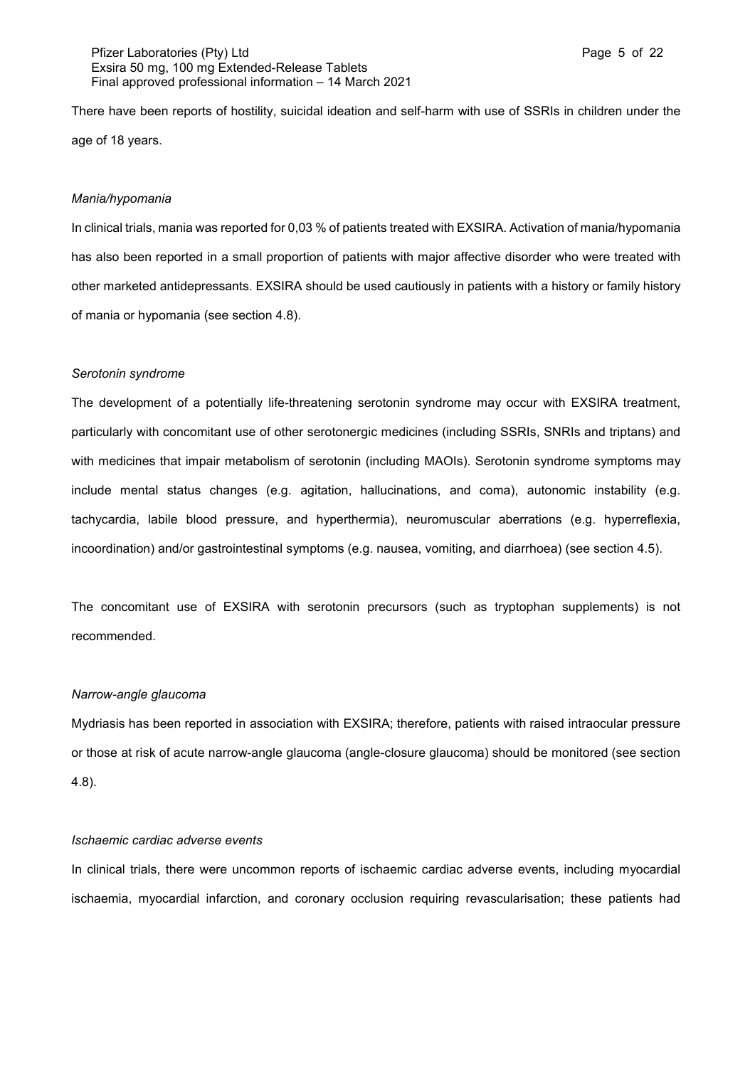There have been reports of hostility, suicidal ideation and self-harm with use of SSRIs in children under the age of 18 years.

*Mania/hypomania*

In clinical trials, mania was reported for 0,03 % of patients treated with EXSIRA. Activation of mania/hypomania has also been reported in a small proportion of patients with major affective disorder who were treated with other marketed antidepressants. EXSIRA should be used cautiously in patients with a history or family history of mania or hypomania (see section 4.8).

*Serotonin syndrome*

The development of a potentially life-threatening serotonin syndrome may occur with EXSIRA treatment, particularly with concomitant use of other serotonergic medicines (including SSRIs, SNRIs and triptans) and with medicines that impair metabolism of serotonin (including MAOIs). Serotonin syndrome symptoms may include mental status changes (e.g. agitation, hallucinations, and coma), autonomic instability (e.g. tachycardia, labile blood pressure, and hyperthermia), neuromuscular aberrations (e.g. hyperreflexia, incoordination) and/or gastrointestinal symptoms (e.g. nausea, vomiting, and diarrhoea) (see section 4.5).

The concomitant use of EXSIRA with serotonin precursors (such as tryptophan supplements) is not recommended.

*Narrow-angle glaucoma*

Mydriasis has been reported in association with EXSIRA; therefore, patients with raised intraocular pressure or those at risk of acute narrow-angle glaucoma (angle-closure glaucoma) should be monitored (see section 4.8).

*Ischaemic cardiac adverse events*

In clinical trials, there were uncommon reports of ischaemic cardiac adverse events, including myocardial ischaemia, myocardial infarction, and coronary occlusion requiring revascularisation; these patients had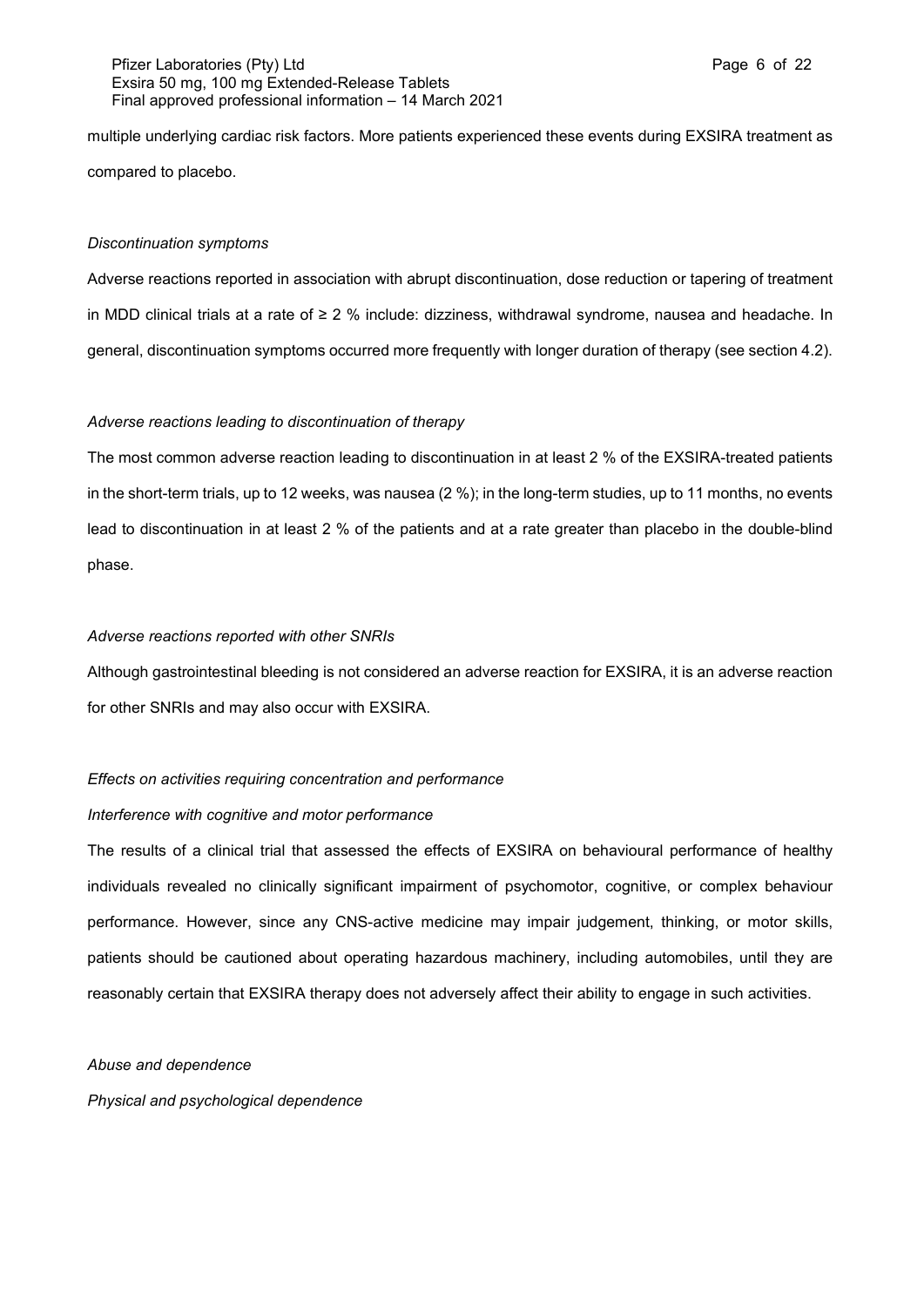multiple underlying cardiac risk factors. More patients experienced these events during EXSIRA treatment as compared to placebo.

*Discontinuation symptoms*

Adverse reactions reported in association with abrupt discontinuation, dose reduction or tapering of treatment in MDD clinical trials at a rate of ≥ 2 % include: dizziness, withdrawal syndrome, nausea and headache. In general, discontinuation symptoms occurred more frequently with longer duration of therapy (see section 4.2).

*Adverse reactions leading to discontinuation of therapy*

The most common adverse reaction leading to discontinuation in at least 2 % of the EXSIRA-treated patients in the short-term trials, up to 12 weeks, was nausea (2 %); in the long-term studies, up to 11 months, no events lead to discontinuation in at least 2 % of the patients and at a rate greater than placebo in the double-blind phase.

*Adverse reactions reported with other SNRIs*

Although gastrointestinal bleeding is not considered an adverse reaction for EXSIRA, it is an adverse reaction for other SNRIs and may also occur with EXSIRA.

*Effects on activities requiring concentration and performance*

*Interference with cognitive and motor performance*

The results of a clinical trial that assessed the effects of EXSIRA on behavioural performance of healthy individuals revealed no clinically significant impairment of psychomotor, cognitive, or complex behaviour performance. However, since any CNS-active medicine may impair judgement, thinking, or motor skills, patients should be cautioned about operating hazardous machinery, including automobiles, until they are reasonably certain that EXSIRA therapy does not adversely affect their ability to engage in such activities.

*Abuse and dependence*

*Physical and psychological dependence*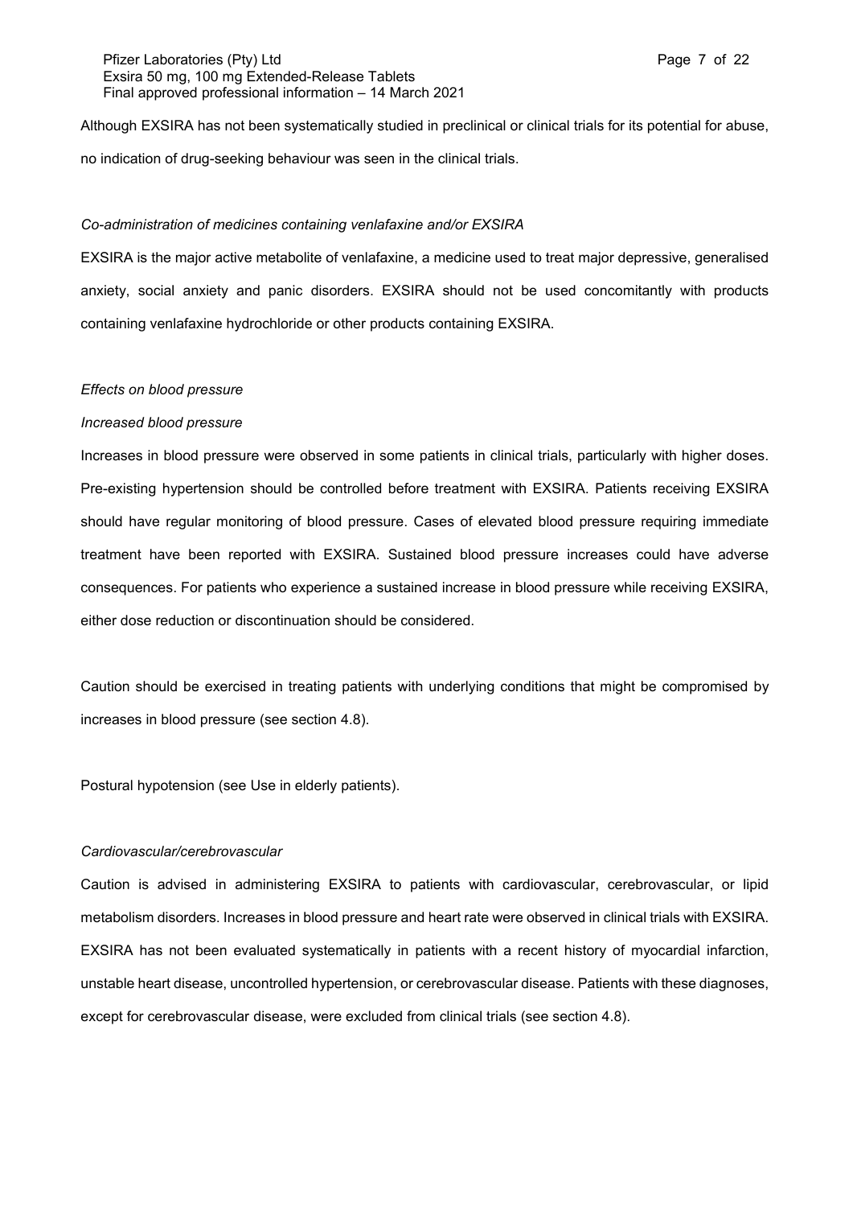Although EXSIRA has not been systematically studied in preclinical or clinical trials for its potential for abuse, no indication of drug-seeking behaviour was seen in the clinical trials.

*Co-administration of medicines containing venlafaxine and/or EXSIRA*

EXSIRA is the major active metabolite of venlafaxine, a medicine used to treat major depressive, generalised anxiety, social anxiety and panic disorders. EXSIRA should not be used concomitantly with products containing venlafaxine hydrochloride or other products containing EXSIRA.

*Effects on blood pressure*

*Increased blood pressure*

Increases in blood pressure were observed in some patients in clinical trials, particularly with higher doses. Pre-existing hypertension should be controlled before treatment with EXSIRA. Patients receiving EXSIRA should have regular monitoring of blood pressure. Cases of elevated blood pressure requiring immediate treatment have been reported with EXSIRA. Sustained blood pressure increases could have adverse consequences. For patients who experience a sustained increase in blood pressure while receiving EXSIRA, either dose reduction or discontinuation should be considered.

Caution should be exercised in treating patients with underlying conditions that might be compromised by increases in blood pressure (see section 4.8).

Postural hypotension (see Use in elderly patients).

*Cardiovascular/cerebrovascular*

Caution is advised in administering EXSIRA to patients with cardiovascular, cerebrovascular, or lipid metabolism disorders. Increases in blood pressure and heart rate were observed in clinical trials with EXSIRA. EXSIRA has not been evaluated systematically in patients with a recent history of myocardial infarction, unstable heart disease, uncontrolled hypertension, or cerebrovascular disease. Patients with these diagnoses, except for cerebrovascular disease, were excluded from clinical trials (see section 4.8).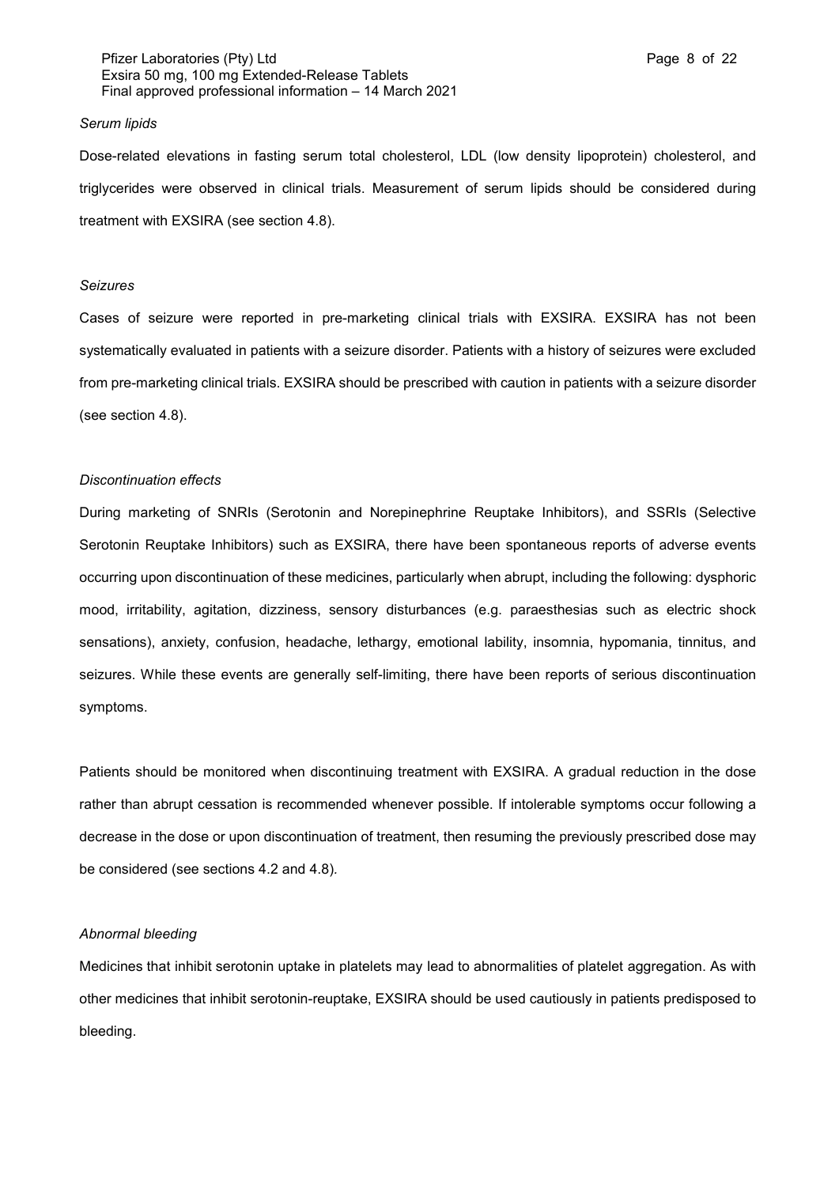*Serum lipids*

Dose-related elevations in fasting serum total cholesterol, LDL (low density lipoprotein) cholesterol, and triglycerides were observed in clinical trials. Measurement of serum lipids should be considered during treatment with EXSIRA (see section 4.8).

*Seizures*

Cases of seizure were reported in pre-marketing clinical trials with EXSIRA. EXSIRA has not been systematically evaluated in patients with a seizure disorder. Patients with a history of seizures were excluded from pre-marketing clinical trials. EXSIRA should be prescribed with caution in patients with a seizure disorder (see section 4.8).

*Discontinuation effects*

During marketing of SNRIs (Serotonin and Norepinephrine Reuptake Inhibitors), and SSRIs (Selective Serotonin Reuptake Inhibitors) such as EXSIRA, there have been spontaneous reports of adverse events occurring upon discontinuation of these medicines, particularly when abrupt, including the following: dysphoric mood, irritability, agitation, dizziness, sensory disturbances (e.g. paraesthesias such as electric shock sensations), anxiety, confusion, headache, lethargy, emotional lability, insomnia, hypomania, tinnitus, and seizures. While these events are generally self-limiting, there have been reports of serious discontinuation symptoms.

Patients should be monitored when discontinuing treatment with EXSIRA. A gradual reduction in the dose rather than abrupt cessation is recommended whenever possible. If intolerable symptoms occur following a decrease in the dose or upon discontinuation of treatment, then resuming the previously prescribed dose may be considered (see sections 4.2 and 4.8).

*Abnormal bleeding*

Medicines that inhibit serotonin uptake in platelets may lead to abnormalities of platelet aggregation. As with other medicines that inhibit serotonin-reuptake, EXSIRA should be used cautiously in patients predisposed to bleeding.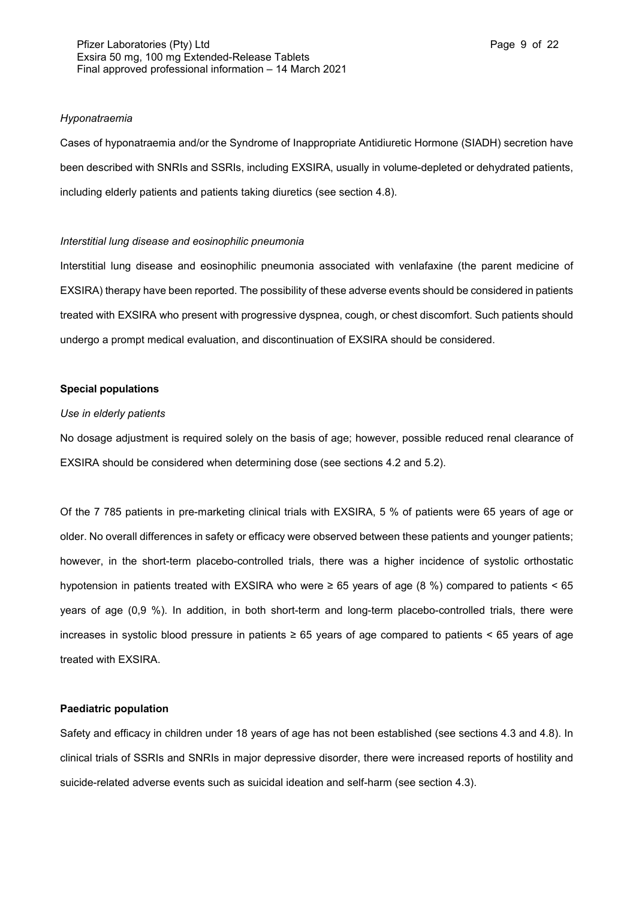*Hyponatraemia*

Cases of hyponatraemia and/or the Syndrome of Inappropriate Antidiuretic Hormone (SIADH) secretion have been described with SNRIs and SSRIs, including EXSIRA, usually in volume-depleted or dehydrated patients, including elderly patients and patients taking diuretics (see section 4.8).

*Interstitial lung disease and eosinophilic pneumonia*

Interstitial lung disease and eosinophilic pneumonia associated with venlafaxine (the parent medicine of EXSIRA) therapy have been reported. The possibility of these adverse events should be considered in patients treated with EXSIRA who present with progressive dyspnea, cough, or chest discomfort. Such patients should undergo a prompt medical evaluation, and discontinuation of EXSIRA should be considered.

**Special populations**

*Use in elderly patients*

No dosage adjustment is required solely on the basis of age; however, possible reduced renal clearance of EXSIRA should be considered when determining dose (see sections 4.2 and 5.2).

Of the 7 785 patients in pre-marketing clinical trials with EXSIRA, 5 % of patients were 65 years of age or older. No overall differences in safety or efficacy were observed between these patients and younger patients; however, in the short-term placebo-controlled trials, there was a higher incidence of systolic orthostatic hypotension in patients treated with EXSIRA who were ≥ 65 years of age (8 %) compared to patients < 65 years of age (0,9 %). In addition, in both short-term and long-term placebo-controlled trials, there were increases in systolic blood pressure in patients ≥ 65 years of age compared to patients < 65 years of age treated with EXSIRA.

**Paediatric population**

Safety and efficacy in children under 18 years of age has not been established (see sections 4.3 and 4.8). In clinical trials of SSRIs and SNRIs in major depressive disorder, there were increased reports of hostility and suicide-related adverse events such as suicidal ideation and self-harm (see section 4.3).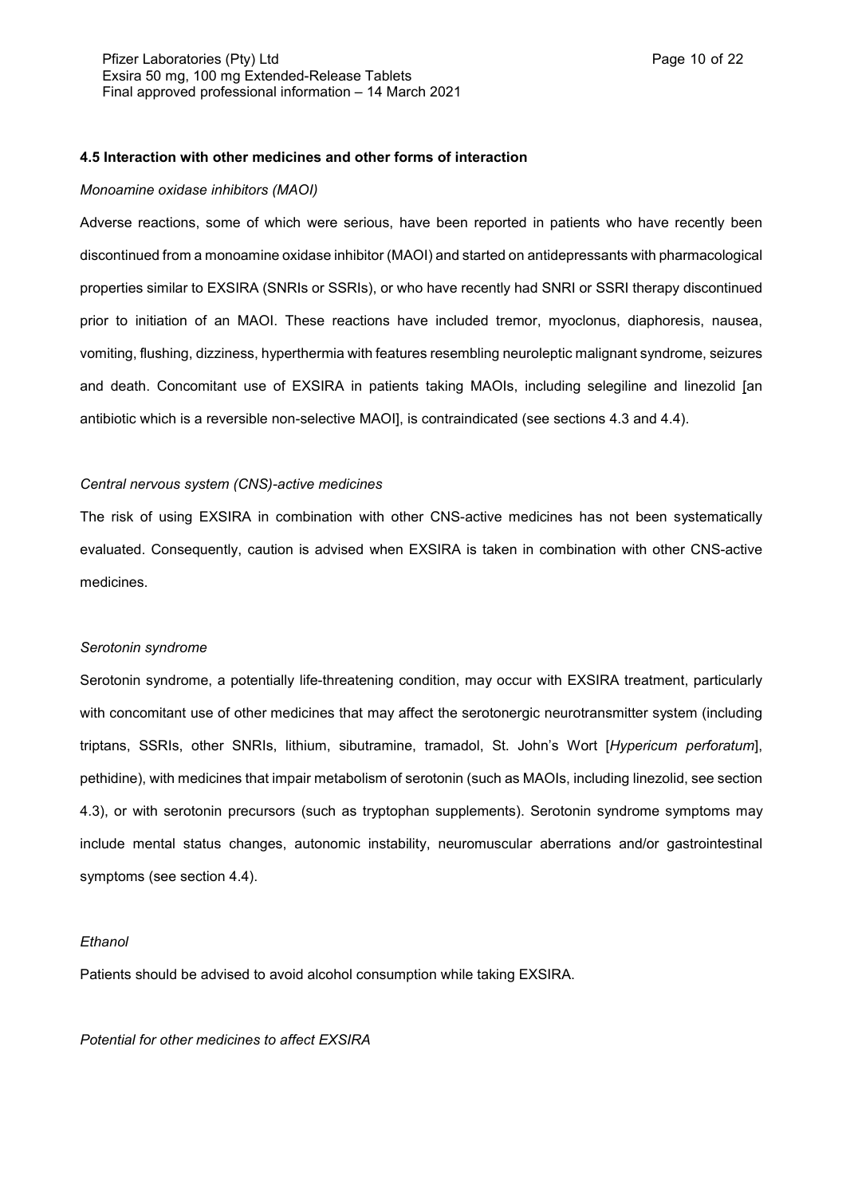#### 4.5 Interaction with other medicines and other forms of interaction

*Monoamine oxidase inhibitors (MAOI)*

Adverse reactions, some of which were serious, have been reported in patients who have recently been discontinued from a monoamine oxidase inhibitor (MAOI) and started on antidepressants with pharmacological properties similar to EXSIRA (SNRIs or SSRIs), or who have recently had SNRI or SSRI therapy discontinued prior to initiation of an MAOI. These reactions have included tremor, myoclonus, diaphoresis, nausea, vomiting, flushing, dizziness, hyperthermia with features resembling neuroleptic malignant syndrome, seizures and death. Concomitant use of EXSIRA in patients taking MAOIs, including selegiline and linezolid [an antibiotic which is a reversible non-selective MAOI], is contraindicated (see sections 4.3 and 4.4).

*Central nervous system (CNS)-active medicines*

The risk of using EXSIRA in combination with other CNS-active medicines has not been systematically evaluated. Consequently, caution is advised when EXSIRA is taken in combination with other CNS-active medicines.

*Serotonin syndrome*

Serotonin syndrome, a potentially life-threatening condition, may occur with EXSIRA treatment, particularly with concomitant use of other medicines that may affect the serotonergic neurotransmitter system (including triptans, SSRIs, other SNRIs, lithium, sibutramine, tramadol, St. John's Wort [*Hypericum perforatum*], pethidine), with medicines that impair metabolism of serotonin (such as MAOIs, including linezolid, see section 4.3), or with serotonin precursors (such as tryptophan supplements). Serotonin syndrome symptoms may include mental status changes, autonomic instability, neuromuscular aberrations and/or gastrointestinal symptoms (see section 4.4).

*Ethanol*

Patients should be advised to avoid alcohol consumption while taking EXSIRA.

*Potential for other medicines to affect EXSIRA*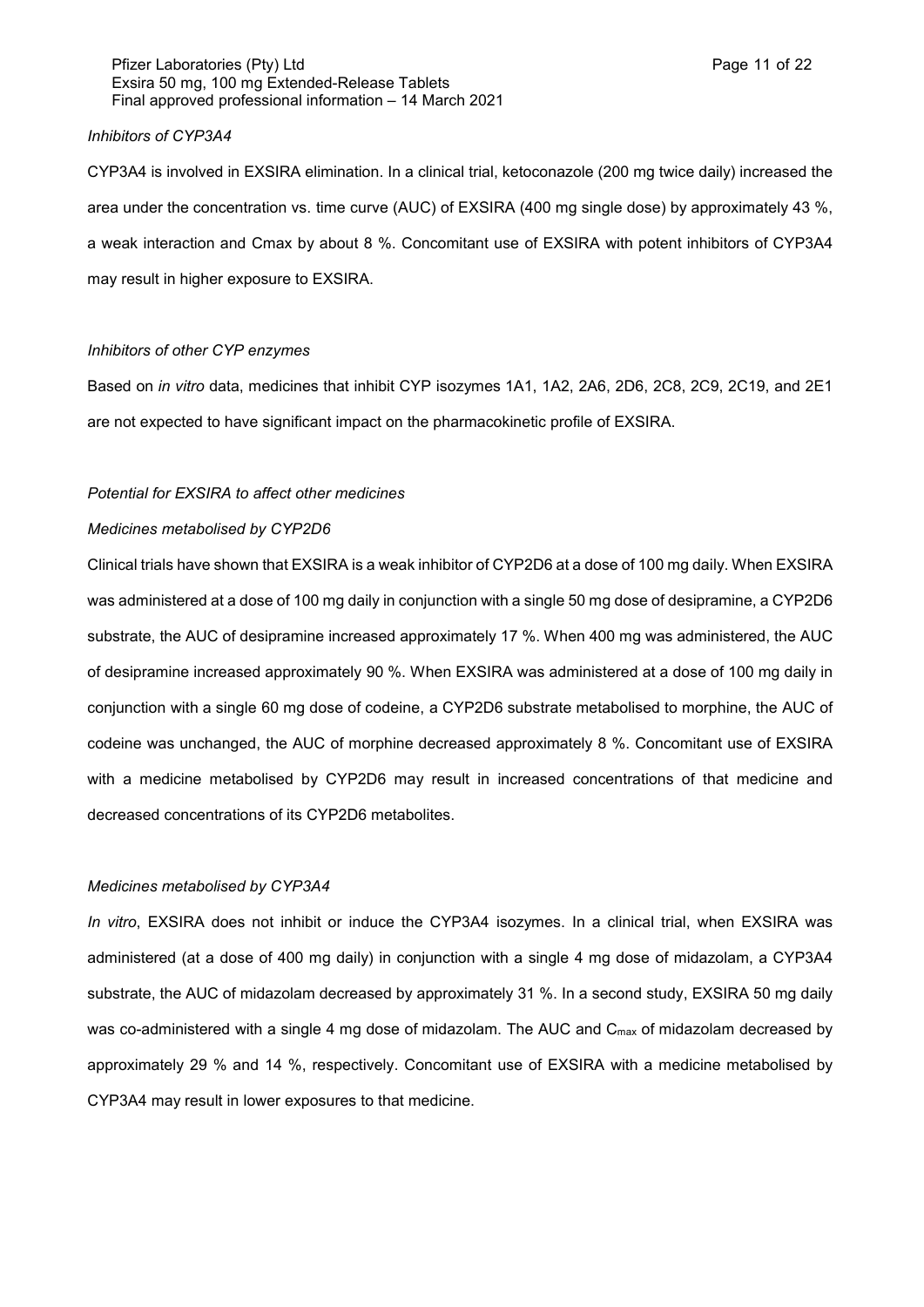*Inhibitors of CYP3A4*

CYP3A4 is involved in EXSIRA elimination. In a clinical trial, ketoconazole (200 mg twice daily) increased the area under the concentration vs. time curve (AUC) of EXSIRA (400 mg single dose) by approximately 43 %, a weak interaction and Cmax by about 8 %. Concomitant use of EXSIRA with potent inhibitors of CYP3A4 may result in higher exposure to EXSIRA.

*Inhibitors of other CYP enzymes*

Based on *in vitro* data, medicines that inhibit CYP isozymes 1A1, 1A2, 2A6, 2D6, 2C8, 2C9, 2C19, and 2E1 are not expected to have significant impact on the pharmacokinetic profile of EXSIRA.

*Potential for EXSIRA to affect other medicines*

*Medicines metabolised by CYP2D6*

Clinical trials have shown that EXSIRA is a weak inhibitor of CYP2D6 at a dose of 100 mg daily. When EXSIRA was administered at a dose of 100 mg daily in conjunction with a single 50 mg dose of desipramine, a CYP2D6 substrate, the AUC of desipramine increased approximately 17 %. When 400 mg was administered, the AUC of desipramine increased approximately 90 %. When EXSIRA was administered at a dose of 100 mg daily in conjunction with a single 60 mg dose of codeine, a CYP2D6 substrate metabolised to morphine, the AUC of codeine was unchanged, the AUC of morphine decreased approximately 8 %. Concomitant use of EXSIRA with a medicine metabolised by CYP2D6 may result in increased concentrations of that medicine and decreased concentrations of its CYP2D6 metabolites.

*Medicines metabolised by CYP3A4*

*In vitro*, EXSIRA does not inhibit or induce the CYP3A4 isozymes. In a clinical trial, when EXSIRA was administered (at a dose of 400 mg daily) in conjunction with a single 4 mg dose of midazolam, a CYP3A4 substrate, the AUC of midazolam decreased by approximately 31 %. In a second study, EXSIRA 50 mg daily was co-administered with a single 4 mg dose of midazolam. The AUC and $C_{max}$ of midazolam decreased by approximately 29 % and 14 %, respectively. Concomitant use of EXSIRA with a medicine metabolised by CYP3A4 may result in lower exposures to that medicine.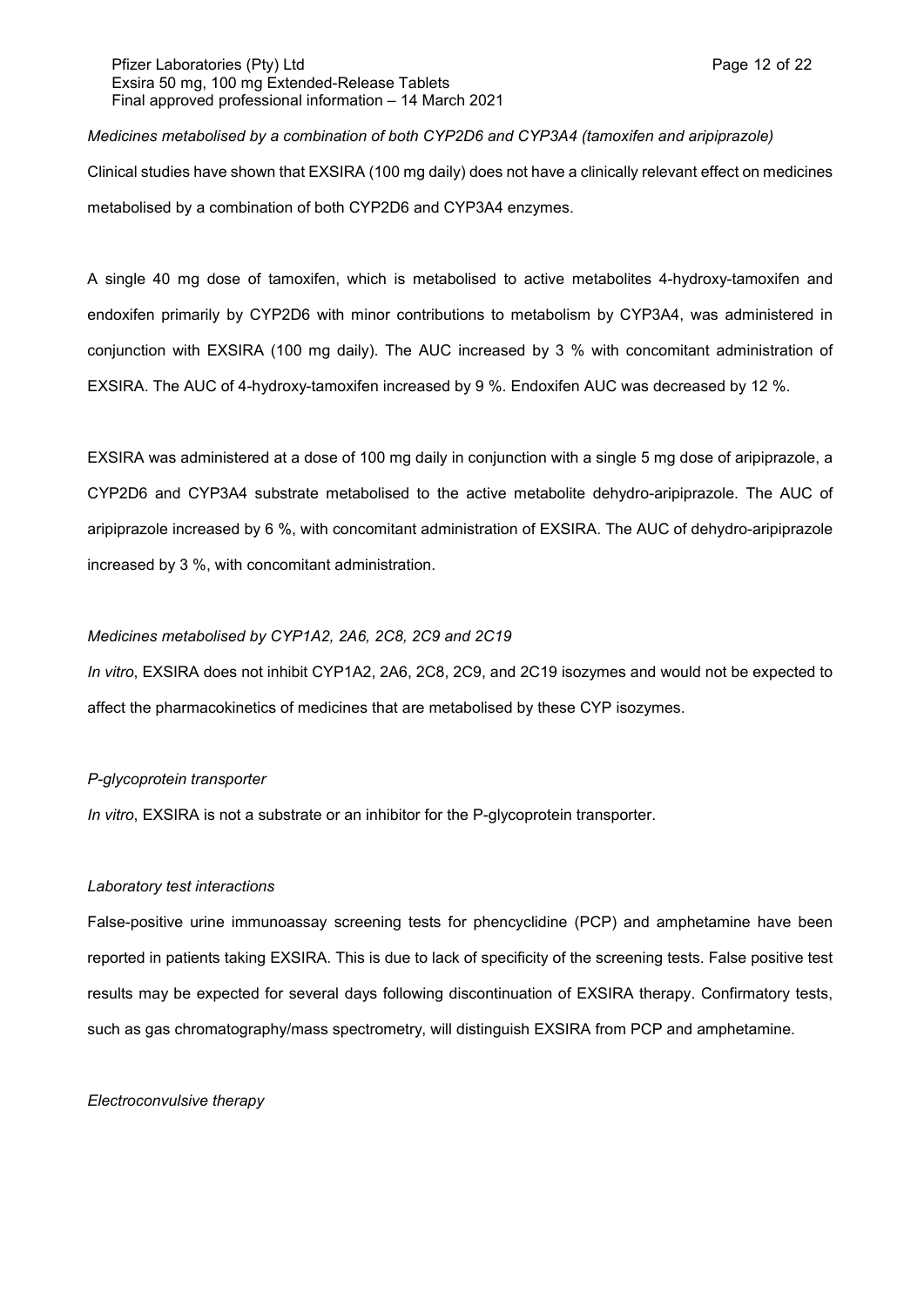*Medicines metabolised by a combination of both CYP2D6 and CYP3A4 (tamoxifen and aripiprazole)*

Clinical studies have shown that EXSIRA (100 mg daily) does not have a clinically relevant effect on medicines metabolised by a combination of both CYP2D6 and CYP3A4 enzymes.

A single 40 mg dose of tamoxifen, which is metabolised to active metabolites 4-hydroxy-tamoxifen and endoxifen primarily by CYP2D6 with minor contributions to metabolism by CYP3A4, was administered in conjunction with EXSIRA (100 mg daily). The AUC increased by 3 % with concomitant administration of EXSIRA. The AUC of 4-hydroxy-tamoxifen increased by 9 %. Endoxifen AUC was decreased by 12 %.

EXSIRA was administered at a dose of 100 mg daily in conjunction with a single 5 mg dose of aripiprazole, a CYP2D6 and CYP3A4 substrate metabolised to the active metabolite dehydro-aripiprazole. The AUC of aripiprazole increased by 6 %, with concomitant administration of EXSIRA. The AUC of dehydro-aripiprazole increased by 3 %, with concomitant administration.

*Medicines metabolised by CYP1A2, 2A6, 2C8, 2C9 and 2C19*

*In vitro*, EXSIRA does not inhibit CYP1A2, 2A6, 2C8, 2C9, and 2C19 isozymes and would not be expected to affect the pharmacokinetics of medicines that are metabolised by these CYP isozymes.

*P-glycoprotein transporter*

*In vitro*, EXSIRA is not a substrate or an inhibitor for the P-glycoprotein transporter.

*Laboratory test interactions*

False-positive urine immunoassay screening tests for phencyclidine (PCP) and amphetamine have been reported in patients taking EXSIRA. This is due to lack of specificity of the screening tests. False positive test results may be expected for several days following discontinuation of EXSIRA therapy. Confirmatory tests, such as gas chromatography/mass spectrometry, will distinguish EXSIRA from PCP and amphetamine.

*Electroconvulsive therapy*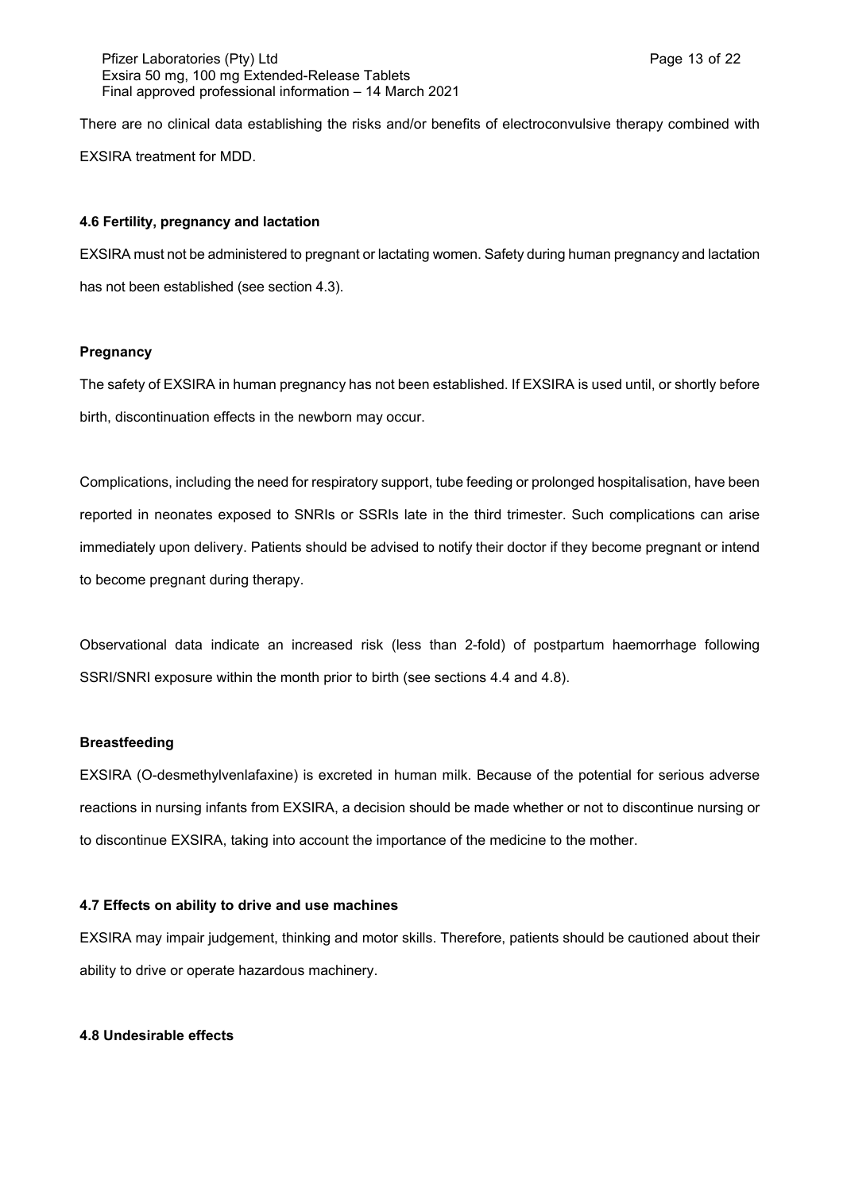There are no clinical data establishing the risks and/or benefits of electroconvulsive therapy combined with EXSIRA treatment for MDD.

### 4.6 Fertility, pregnancy and lactation

EXSIRA must not be administered to pregnant or lactating women. Safety during human pregnancy and lactation has not been established (see section 4.3).

#### Pregnancy

The safety of EXSIRA in human pregnancy has not been established. If EXSIRA is used until, or shortly before birth, discontinuation effects in the newborn may occur.

Complications, including the need for respiratory support, tube feeding or prolonged hospitalisation, have been reported in neonates exposed to SNRIs or SSRIs late in the third trimester. Such complications can arise immediately upon delivery. Patients should be advised to notify their doctor if they become pregnant or intend to become pregnant during therapy.

Observational data indicate an increased risk (less than 2-fold) of postpartum haemorrhage following SSRI/SNRI exposure within the month prior to birth (see sections 4.4 and 4.8).

#### Breastfeeding

EXSIRA (O-desmethylvenlafaxine) is excreted in human milk. Because of the potential for serious adverse reactions in nursing infants from EXSIRA, a decision should be made whether or not to discontinue nursing or to discontinue EXSIRA, taking into account the importance of the medicine to the mother.

### 4.7 Effects on ability to drive and use machines

EXSIRA may impair judgement, thinking and motor skills. Therefore, patients should be cautioned about their ability to drive or operate hazardous machinery.

### 4.8 Undesirable effects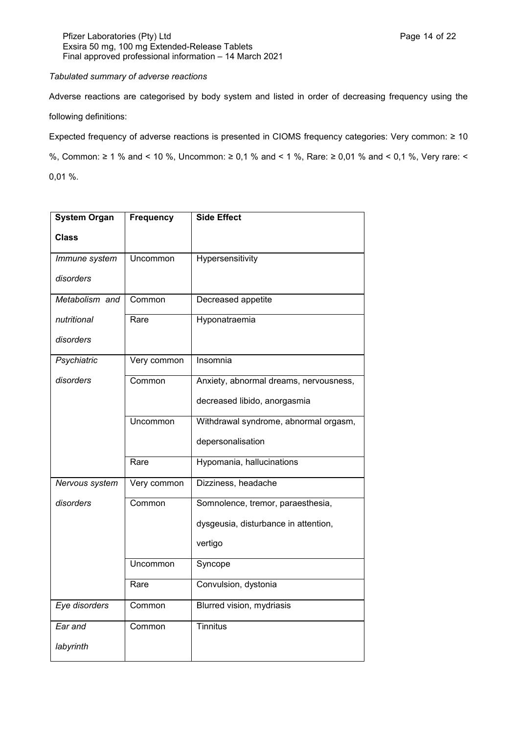*Tabulated summary of adverse reactions*

Adverse reactions are categorised by body system and listed in order of decreasing frequency using the following definitions:

Expected frequency of adverse reactions is presented in CIOMS frequency categories: Very common: ≥ 10 %, Common: ≥ 1 % and < 10 %, Uncommon: ≥ 0,1 % and < 1 %, Rare: ≥ 0,01 % and < 0,1 %, Very rare: < 0,01 %.

| **System Organ Class** | **Frequency** | **Side Effect** |
|---|---|---|
| *Immune system disorders* | Uncommon | Hypersensitivity |
| *Metabolism and nutritional disorders* | Common | Decreased appetite |
| | Rare | Hyponatraemia |
| *Psychiatric disorders* | Very common | Insomnia |
| | Common | Anxiety, abnormal dreams, nervousness, decreased libido, anorgasmia |
| | Uncommon | Withdrawal syndrome, abnormal orgasm, depersonalisation |
| | Rare | Hypomania, hallucinations |
| *Nervous system disorders* | Very common | Dizziness, headache |
| | Common | Somnolence, tremor, paraesthesia, dysgeusia, disturbance in attention, vertigo |
| | Uncommon | Syncope |
| | Rare | Convulsion, dystonia |
| *Eye disorders* | Common | Blurred vision, mydriasis |
| *Ear and labyrinth* | Common | Tinnitus |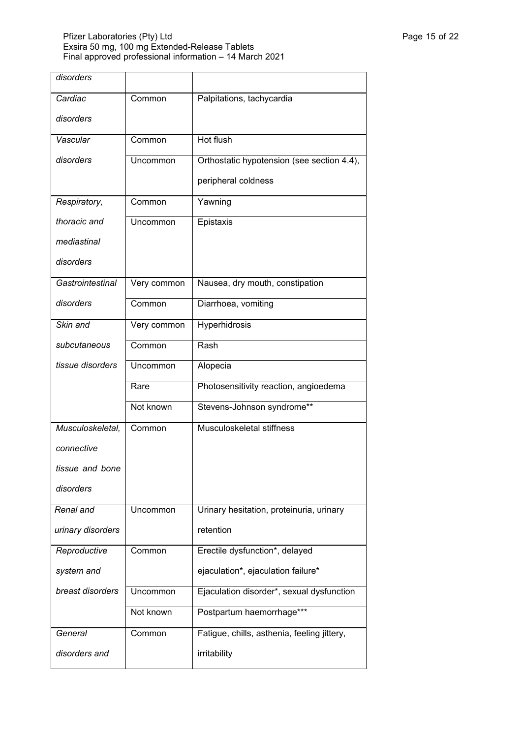| | | |
|---|---|---|
| *disorders* | | |
| *Cardiac disorders* | Common | Palpitations, tachycardia |
| *Vascular disorders* | Common | Hot flush |
| | Uncommon | Orthostatic hypotension (see section 4.4), peripheral coldness |
| *Respiratory, thoracic and mediastinal disorders* | Common | Yawning |
| | Uncommon | Epistaxis |
| *Gastrointestinal disorders* | Very common | Nausea, dry mouth, constipation |
| | Common | Diarrhoea, vomiting |
| *Skin and subcutaneous tissue disorders* | Very common | Hyperhidrosis |
| | Common | Rash |
| | Uncommon | Alopecia |
| | Rare | Photosensitivity reaction, angioedema |
| | Not known | Stevens-Johnson syndrome** |
| *Musculoskeletal, connective tissue and bone disorders* | Common | Musculoskeletal stiffness |
| *Renal and urinary disorders* | Uncommon | Urinary hesitation, proteinuria, urinary retention |
| *Reproductive system and breast disorders* | Common | Erectile dysfunction*, delayed ejaculation*, ejaculation failure* |
| | Uncommon | Ejaculation disorder*, sexual dysfunction |
| | Not known | Postpartum haemorrhage*** |
| *General disorders and* | Common | Fatigue, chills, asthenia, feeling jittery, irritability |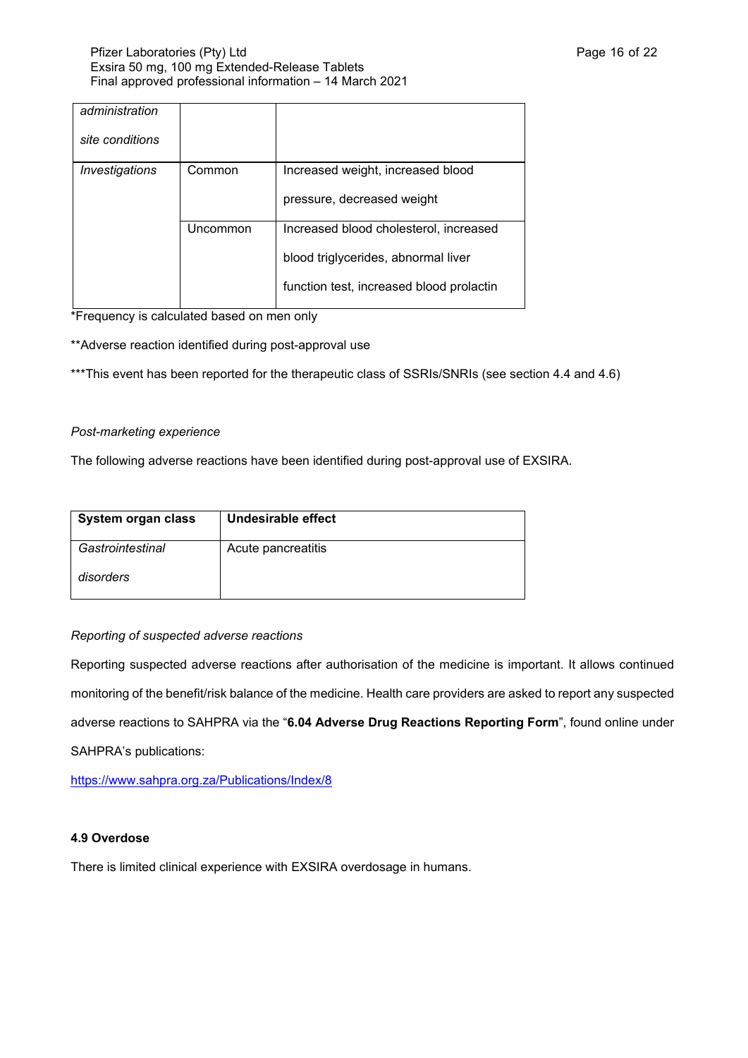| *administration site conditions* | | |
|---|---|---|
| *Investigations* | Common | Increased weight, increased blood pressure, decreased weight |
| | Uncommon | Increased blood cholesterol, increased blood triglycerides, abnormal liver function test, increased blood prolactin |

*Frequency is calculated based on men only

**Adverse reaction identified during post-approval use

***This event has been reported for the therapeutic class of SSRIs/SNRIs (see section 4.4 and 4.6)

*Post-marketing experience*

The following adverse reactions have been identified during post-approval use of EXSIRA.

| System organ class | Undesirable effect |
|---|---|
| *Gastrointestinal disorders* | Acute pancreatitis |

*Reporting of suspected adverse reactions*

Reporting suspected adverse reactions after authorisation of the medicine is important. It allows continued monitoring of the benefit/risk balance of the medicine. Health care providers are asked to report any suspected adverse reactions to SAHPRA via the "**6.04 Adverse Drug Reactions Reporting Form**", found online under SAHPRA's publications:

https://www.sahpra.org.za/Publications/Index/8

**4.9 Overdose**

There is limited clinical experience with EXSIRA overdosage in humans.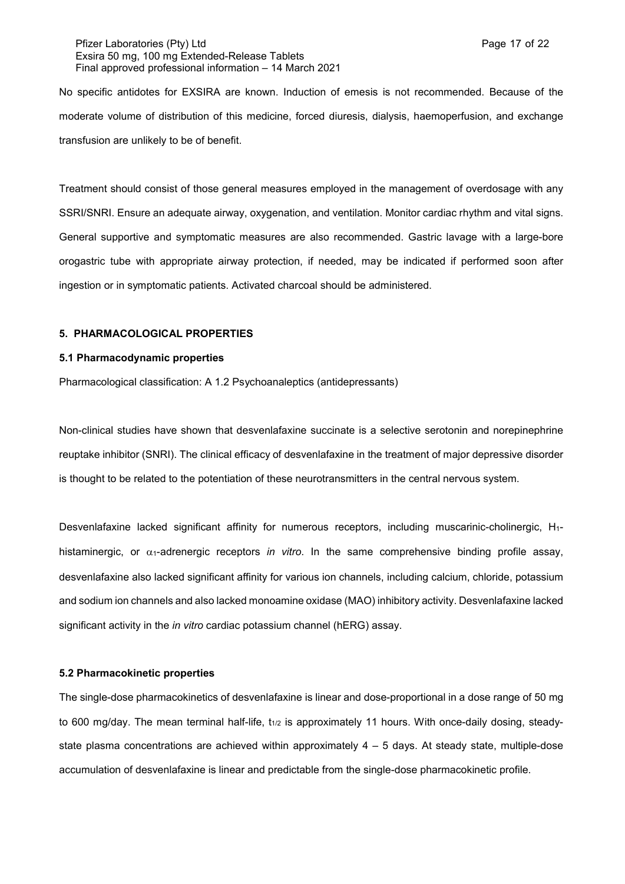No specific antidotes for EXSIRA are known. Induction of emesis is not recommended. Because of the moderate volume of distribution of this medicine, forced diuresis, dialysis, haemoperfusion, and exchange transfusion are unlikely to be of benefit.

Treatment should consist of those general measures employed in the management of overdosage with any SSRI/SNRI. Ensure an adequate airway, oxygenation, and ventilation. Monitor cardiac rhythm and vital signs. General supportive and symptomatic measures are also recommended. Gastric lavage with a large-bore orogastric tube with appropriate airway protection, if needed, may be indicated if performed soon after ingestion or in symptomatic patients. Activated charcoal should be administered.

## 5. PHARMACOLOGICAL PROPERTIES

### 5.1 Pharmacodynamic properties

Pharmacological classification: A 1.2 Psychoanaleptics (antidepressants)

Non-clinical studies have shown that desvenlafaxine succinate is a selective serotonin and norepinephrine reuptake inhibitor (SNRI). The clinical efficacy of desvenlafaxine in the treatment of major depressive disorder is thought to be related to the potentiation of these neurotransmitters in the central nervous system.

Desvenlafaxine lacked significant affinity for numerous receptors, including muscarinic-cholinergic, $H_1$-histaminergic, or $\alpha_1$-adrenergic receptors *in vitro*. In the same comprehensive binding profile assay, desvenlafaxine also lacked significant affinity for various ion channels, including calcium, chloride, potassium and sodium ion channels and also lacked monoamine oxidase (MAO) inhibitory activity. Desvenlafaxine lacked significant activity in the *in vitro* cardiac potassium channel (hERG) assay.

### 5.2 Pharmacokinetic properties

The single-dose pharmacokinetics of desvenlafaxine is linear and dose-proportional in a dose range of 50 mg to 600 mg/day. The mean terminal half-life, $t_{1/2}$ is approximately 11 hours. With once-daily dosing, steady-state plasma concentrations are achieved within approximately 4 – 5 days. At steady state, multiple-dose accumulation of desvenlafaxine is linear and predictable from the single-dose pharmacokinetic profile.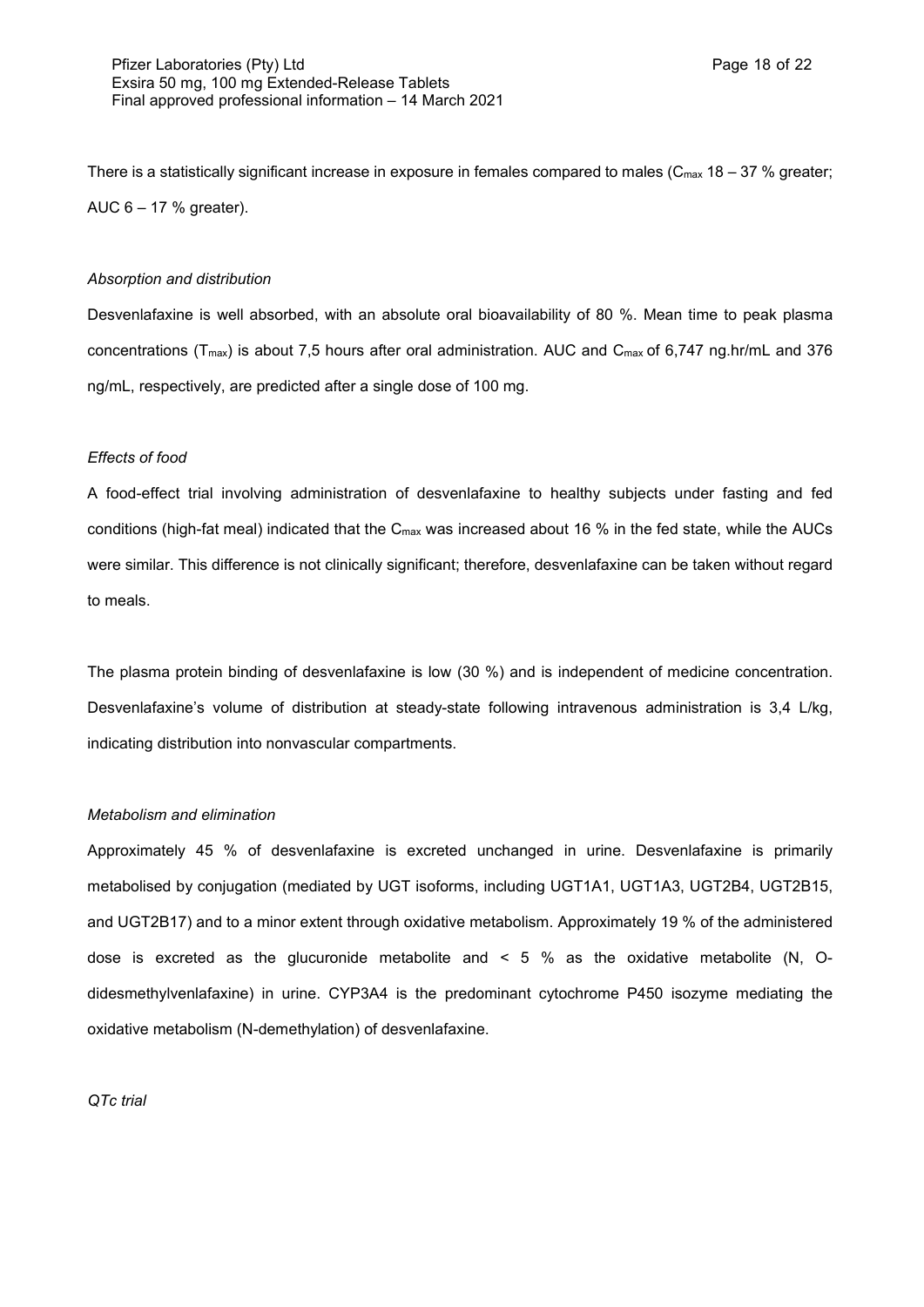There is a statistically significant increase in exposure in females compared to males ($C_{max}$ 18 – 37 % greater; AUC 6 – 17 % greater).

*Absorption and distribution*

Desvenlafaxine is well absorbed, with an absolute oral bioavailability of 80 %. Mean time to peak plasma concentrations ($T_{max}$) is about 7,5 hours after oral administration. AUC and $C_{max}$ of 6,747 ng.hr/mL and 376 ng/mL, respectively, are predicted after a single dose of 100 mg.

*Effects of food*

A food-effect trial involving administration of desvenlafaxine to healthy subjects under fasting and fed conditions (high-fat meal) indicated that the $C_{max}$ was increased about 16 % in the fed state, while the AUCs were similar. This difference is not clinically significant; therefore, desvenlafaxine can be taken without regard to meals.

The plasma protein binding of desvenlafaxine is low (30 %) and is independent of medicine concentration. Desvenlafaxine's volume of distribution at steady-state following intravenous administration is 3,4 L/kg, indicating distribution into nonvascular compartments.

*Metabolism and elimination*

Approximately 45 % of desvenlafaxine is excreted unchanged in urine. Desvenlafaxine is primarily metabolised by conjugation (mediated by UGT isoforms, including UGT1A1, UGT1A3, UGT2B4, UGT2B15, and UGT2B17) and to a minor extent through oxidative metabolism. Approximately 19 % of the administered dose is excreted as the glucuronide metabolite and < 5 % as the oxidative metabolite (N, O-didesmethylvenlafaxine) in urine. CYP3A4 is the predominant cytochrome P450 isozyme mediating the oxidative metabolism (N-demethylation) of desvenlafaxine.

*QTc trial*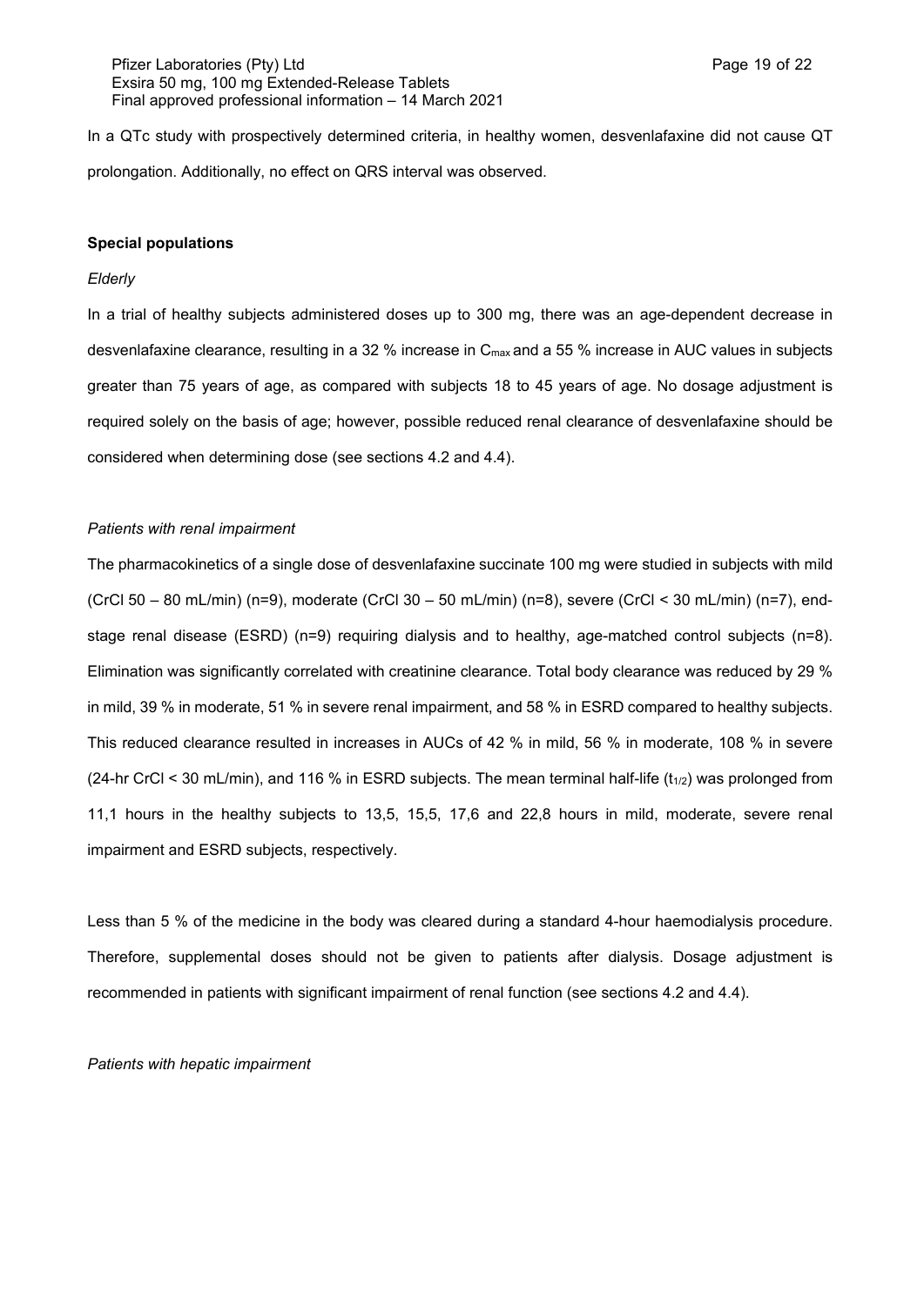In a QTc study with prospectively determined criteria, in healthy women, desvenlafaxine did not cause QT prolongation. Additionally, no effect on QRS interval was observed.

**Special populations**

*Elderly*

In a trial of healthy subjects administered doses up to 300 mg, there was an age-dependent decrease in desvenlafaxine clearance, resulting in a 32 % increase in $C_{max}$ and a 55 % increase in AUC values in subjects greater than 75 years of age, as compared with subjects 18 to 45 years of age. No dosage adjustment is required solely on the basis of age; however, possible reduced renal clearance of desvenlafaxine should be considered when determining dose (see sections 4.2 and 4.4).

*Patients with renal impairment*

The pharmacokinetics of a single dose of desvenlafaxine succinate 100 mg were studied in subjects with mild (CrCl 50 – 80 mL/min) (n=9), moderate (CrCl 30 – 50 mL/min) (n=8), severe (CrCl < 30 mL/min) (n=7), end-stage renal disease (ESRD) (n=9) requiring dialysis and to healthy, age-matched control subjects (n=8). Elimination was significantly correlated with creatinine clearance. Total body clearance was reduced by 29 % in mild, 39 % in moderate, 51 % in severe renal impairment, and 58 % in ESRD compared to healthy subjects. This reduced clearance resulted in increases in AUCs of 42 % in mild, 56 % in moderate, 108 % in severe (24-hr CrCl < 30 mL/min), and 116 % in ESRD subjects. The mean terminal half-life ($t_{1/2}$) was prolonged from 11,1 hours in the healthy subjects to 13,5, 15,5, 17,6 and 22,8 hours in mild, moderate, severe renal impairment and ESRD subjects, respectively.

Less than 5 % of the medicine in the body was cleared during a standard 4-hour haemodialysis procedure. Therefore, supplemental doses should not be given to patients after dialysis. Dosage adjustment is recommended in patients with significant impairment of renal function (see sections 4.2 and 4.4).

*Patients with hepatic impairment*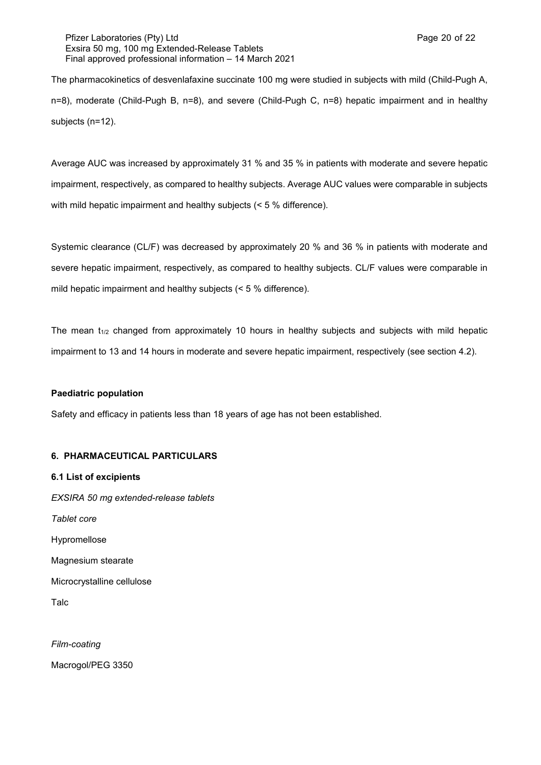The pharmacokinetics of desvenlafaxine succinate 100 mg were studied in subjects with mild (Child-Pugh A, n=8), moderate (Child-Pugh B, n=8), and severe (Child-Pugh C, n=8) hepatic impairment and in healthy subjects (n=12).

Average AUC was increased by approximately 31 % and 35 % in patients with moderate and severe hepatic impairment, respectively, as compared to healthy subjects. Average AUC values were comparable in subjects with mild hepatic impairment and healthy subjects (< 5 % difference).

Systemic clearance (CL/F) was decreased by approximately 20 % and 36 % in patients with moderate and severe hepatic impairment, respectively, as compared to healthy subjects. CL/F values were comparable in mild hepatic impairment and healthy subjects (< 5 % difference).

The mean $t_{1/2}$ changed from approximately 10 hours in healthy subjects and subjects with mild hepatic impairment to 13 and 14 hours in moderate and severe hepatic impairment, respectively (see section 4.2).

**Paediatric population**

Safety and efficacy in patients less than 18 years of age has not been established.

## 6. PHARMACEUTICAL PARTICULARS

### 6.1 List of excipients

*EXSIRA 50 mg extended-release tablets*

*Tablet core*

Hypromellose

Magnesium stearate

Microcrystalline cellulose

Talc

*Film-coating*

Macrogol/PEG 3350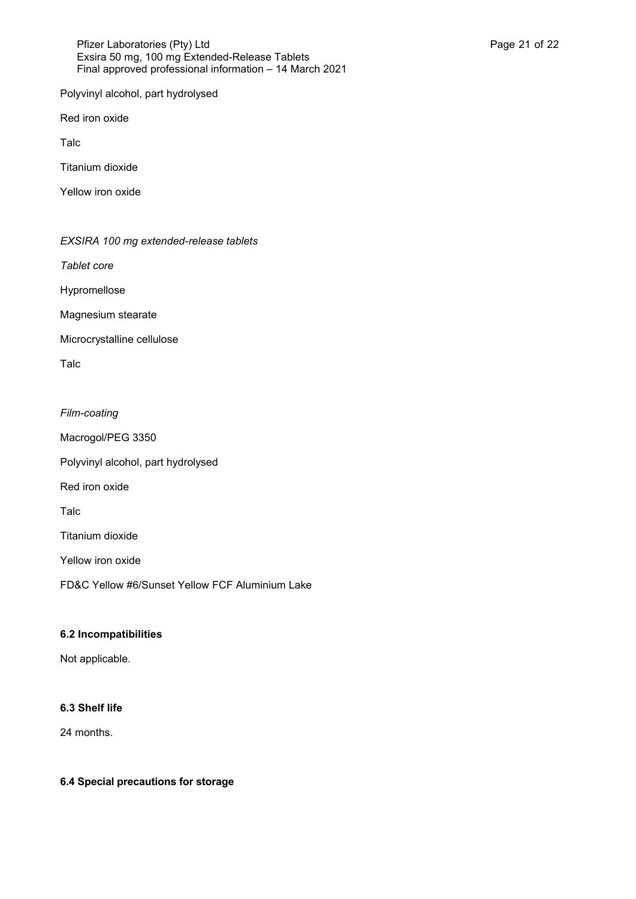Polyvinyl alcohol, part hydrolysed

Red iron oxide

Talc

Titanium dioxide

Yellow iron oxide

*EXSIRA 100 mg extended-release tablets*

*Tablet core*

Hypromellose

Magnesium stearate

Microcrystalline cellulose

Talc

*Film-coating*

Macrogol/PEG 3350

Polyvinyl alcohol, part hydrolysed

Red iron oxide

Talc

Titanium dioxide

Yellow iron oxide

FD&C Yellow #6/Sunset Yellow FCF Aluminium Lake

**6.2 Incompatibilities**

Not applicable.

**6.3 Shelf life**

24 months.

**6.4 Special precautions for storage**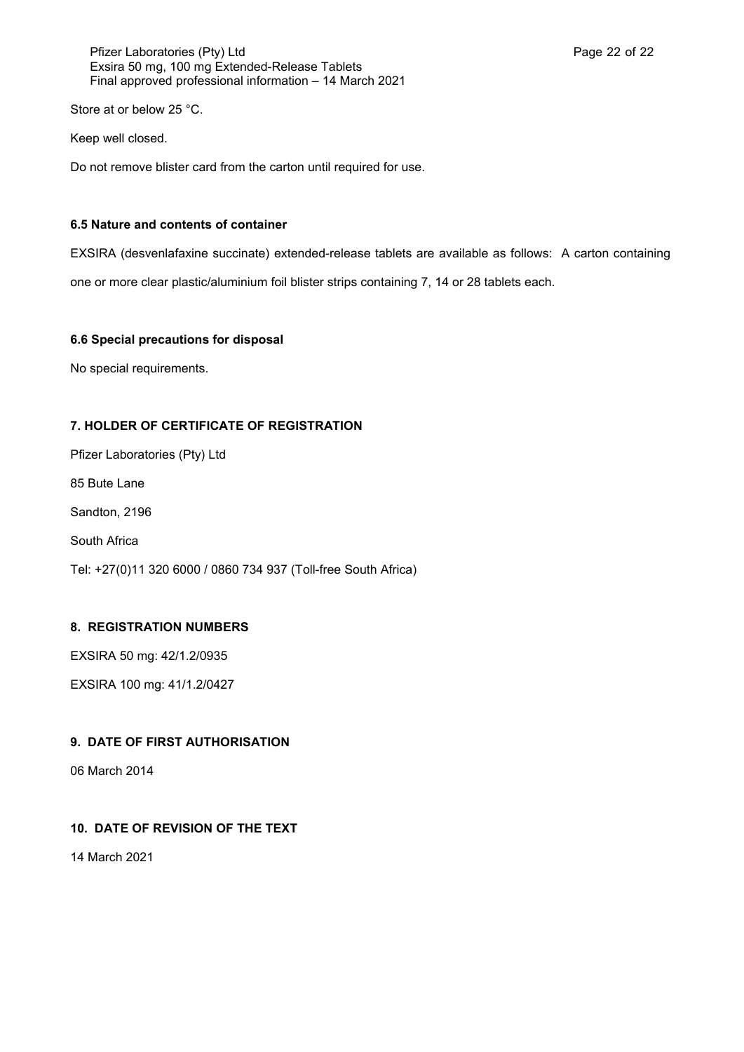Store at or below 25 °C.

Keep well closed.

Do not remove blister card from the carton until required for use.

### 6.5 Nature and contents of container

EXSIRA (desvenlafaxine succinate) extended-release tablets are available as follows: A carton containing one or more clear plastic/aluminium foil blister strips containing 7, 14 or 28 tablets each.

### 6.6 Special precautions for disposal

No special requirements.

## 7. HOLDER OF CERTIFICATE OF REGISTRATION

Pfizer Laboratories (Pty) Ltd

85 Bute Lane

Sandton, 2196

South Africa

Tel: +27(0)11 320 6000 / 0860 734 937 (Toll-free South Africa)

## 8. REGISTRATION NUMBERS

EXSIRA 50 mg: 42/1.2/0935

EXSIRA 100 mg: 41/1.2/0427

## 9. DATE OF FIRST AUTHORISATION

06 March 2014

## 10. DATE OF REVISION OF THE TEXT

14 March 2021